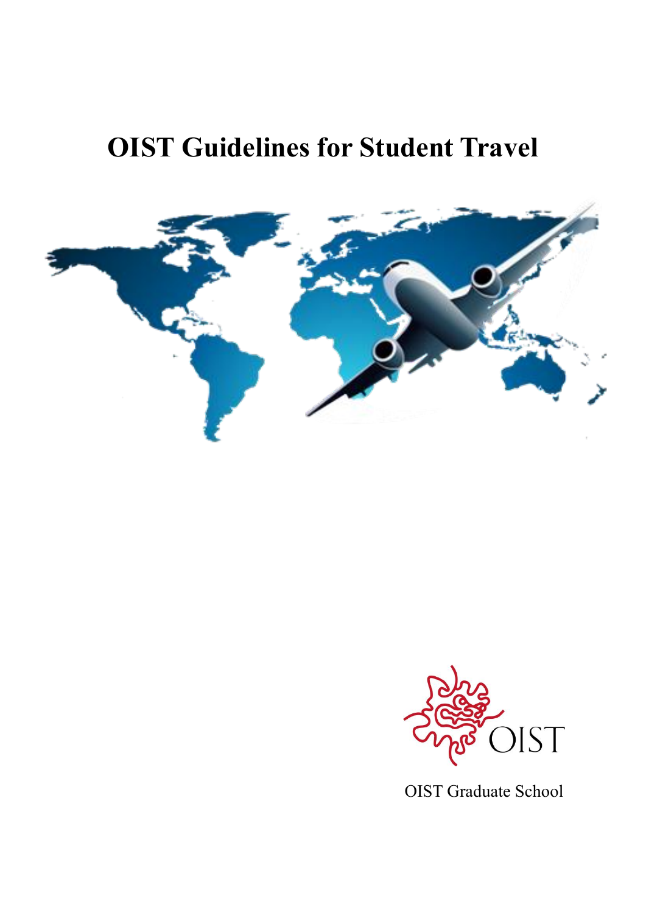# OIST Guidelines for Student Travel

OIST Graduate School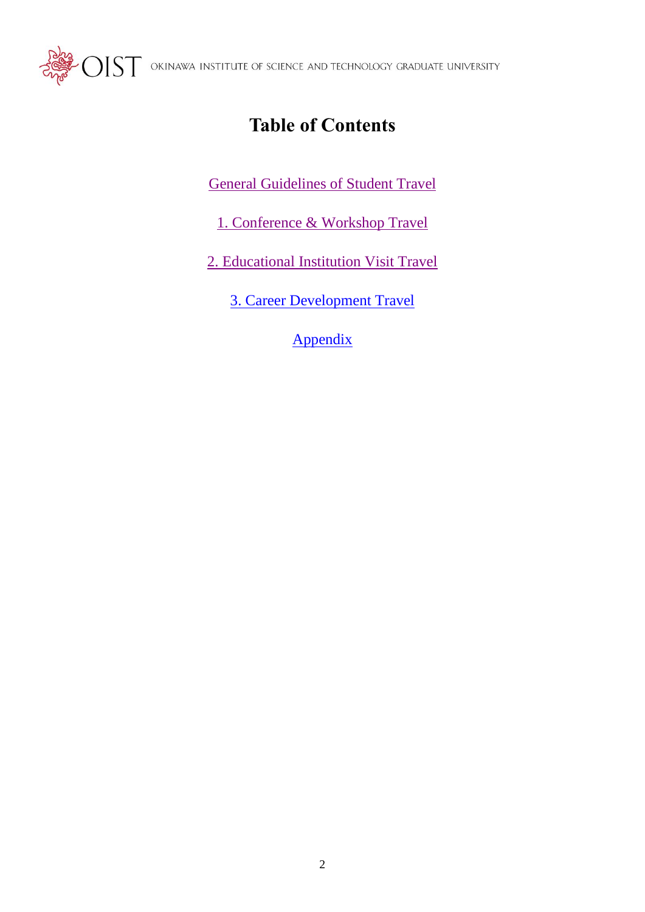# Table of Contents

General Guidelines of Student Travel

1. Conference & Workshop Travel

2. Educational Institution Visit Travel

3. Career Development Travel

Appendix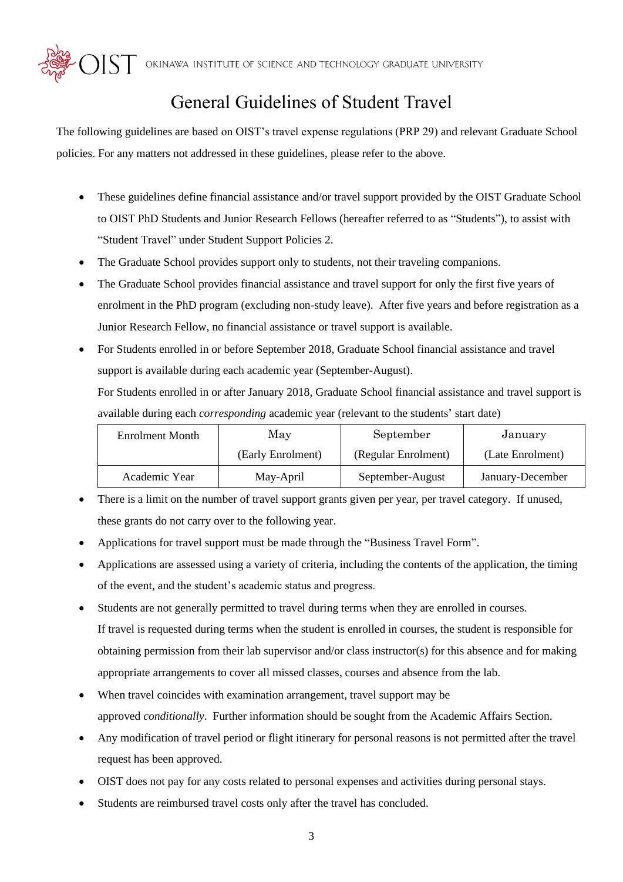# General Guidelines of Student Travel

The following guidelines are based on OIST's travel expense regulations (PRP 29) and relevant Graduate School policies. For any matters not addressed in these guidelines, please refer to the above.

- These guidelines define financial assistance and/or travel support provided by the OIST Graduate School to OIST PhD Students and Junior Research Fellows (hereafter referred to as "Students"), to assist with "Student Travel" under Student Support Policies 2.
- The Graduate School provides support only to students, not their traveling companions.
- The Graduate School provides financial assistance and travel support for only the first five years of enrolment in the PhD program (excluding non-study leave). After five years and before registration as a Junior Research Fellow, no financial assistance or travel support is available.
- For Students enrolled in or before September 2018, Graduate School financial assistance and travel support is available during each academic year (September-August).
  For Students enrolled in or after January 2018, Graduate School financial assistance and travel support is available during each *corresponding* academic year (relevant to the students' start date)

| Enrolment Month | May (Early Enrolment) | September (Regular Enrolment) | January (Late Enrolment) |
|---|---|---|---|
| Academic Year | May-April | September-August | January-December |

- There is a limit on the number of travel support grants given per year, per travel category. If unused, these grants do not carry over to the following year.
- Applications for travel support must be made through the "Business Travel Form".
- Applications are assessed using a variety of criteria, including the contents of the application, the timing of the event, and the student's academic status and progress.
- Students are not generally permitted to travel during terms when they are enrolled in courses.
  If travel is requested during terms when the student is enrolled in courses, the student is responsible for obtaining permission from their lab supervisor and/or class instructor(s) for this absence and for making appropriate arrangements to cover all missed classes, courses and absence from the lab.
- When travel coincides with examination arrangement, travel support may be approved *conditionally*. Further information should be sought from the Academic Affairs Section.
- Any modification of travel period or flight itinerary for personal reasons is not permitted after the travel request has been approved.
- OIST does not pay for any costs related to personal expenses and activities during personal stays.
- Students are reimbursed travel costs only after the travel has concluded.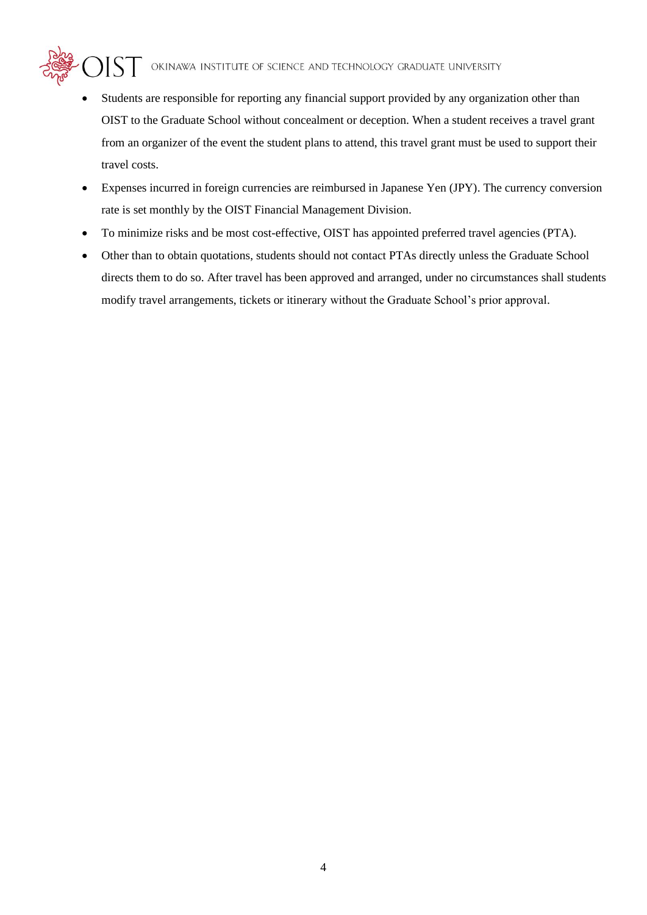- Students are responsible for reporting any financial support provided by any organization other than OIST to the Graduate School without concealment or deception. When a student receives a travel grant from an organizer of the event the student plans to attend, this travel grant must be used to support their travel costs.
- Expenses incurred in foreign currencies are reimbursed in Japanese Yen (JPY). The currency conversion rate is set monthly by the OIST Financial Management Division.
- To minimize risks and be most cost-effective, OIST has appointed preferred travel agencies (PTA).
- Other than to obtain quotations, students should not contact PTAs directly unless the Graduate School directs them to do so. After travel has been approved and arranged, under no circumstances shall students modify travel arrangements, tickets or itinerary without the Graduate School's prior approval.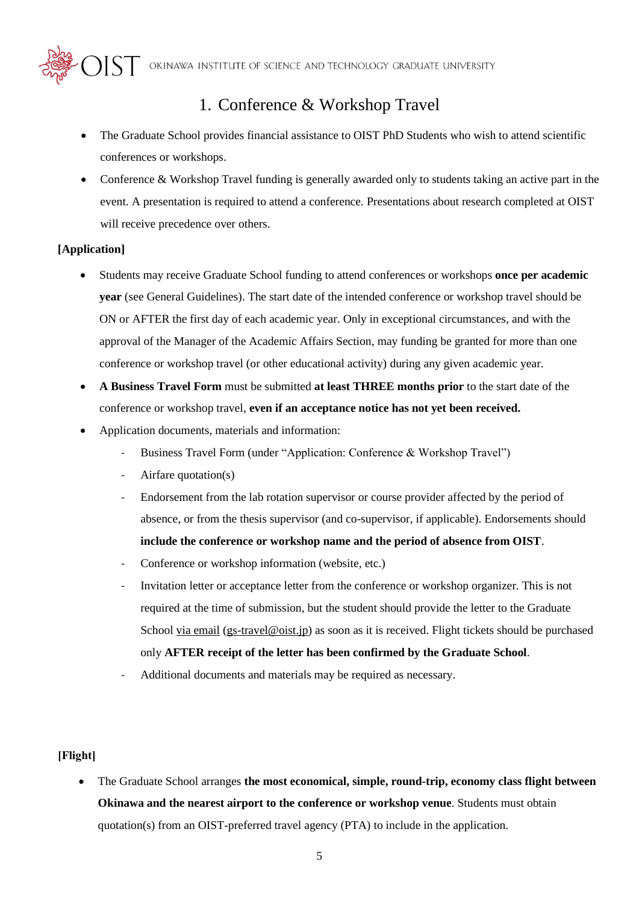# 1. Conference & Workshop Travel

- The Graduate School provides financial assistance to OIST PhD Students who wish to attend scientific conferences or workshops.
- Conference & Workshop Travel funding is generally awarded only to students taking an active part in the event. A presentation is required to attend a conference. Presentations about research completed at OIST will receive precedence over others.

**[Application]**

- Students may receive Graduate School funding to attend conferences or workshops **once per academic year** (see General Guidelines). The start date of the intended conference or workshop travel should be ON or AFTER the first day of each academic year. Only in exceptional circumstances, and with the approval of the Manager of the Academic Affairs Section, may funding be granted for more than one conference or workshop travel (or other educational activity) during any given academic year.
- **A Business Travel Form** must be submitted **at least THREE months prior** to the start date of the conference or workshop travel, **even if an acceptance notice has not yet been received.**
- Application documents, materials and information:
  - Business Travel Form (under "Application: Conference & Workshop Travel")
  - Airfare quotation(s)
  - Endorsement from the lab rotation supervisor or course provider affected by the period of absence, or from the thesis supervisor (and co-supervisor, if applicable). Endorsements should **include the conference or workshop name and the period of absence from OIST**.
  - Conference or workshop information (website, etc.)
  - Invitation letter or acceptance letter from the conference or workshop organizer. This is not required at the time of submission, but the student should provide the letter to the Graduate School via email (gs-travel@oist.jp) as soon as it is received. Flight tickets should be purchased only **AFTER receipt of the letter has been confirmed by the Graduate School**.
  - Additional documents and materials may be required as necessary.

**[Flight]**

- The Graduate School arranges **the most economical, simple, round-trip, economy class flight between Okinawa and the nearest airport to the conference or workshop venue**. Students must obtain quotation(s) from an OIST-preferred travel agency (PTA) to include in the application.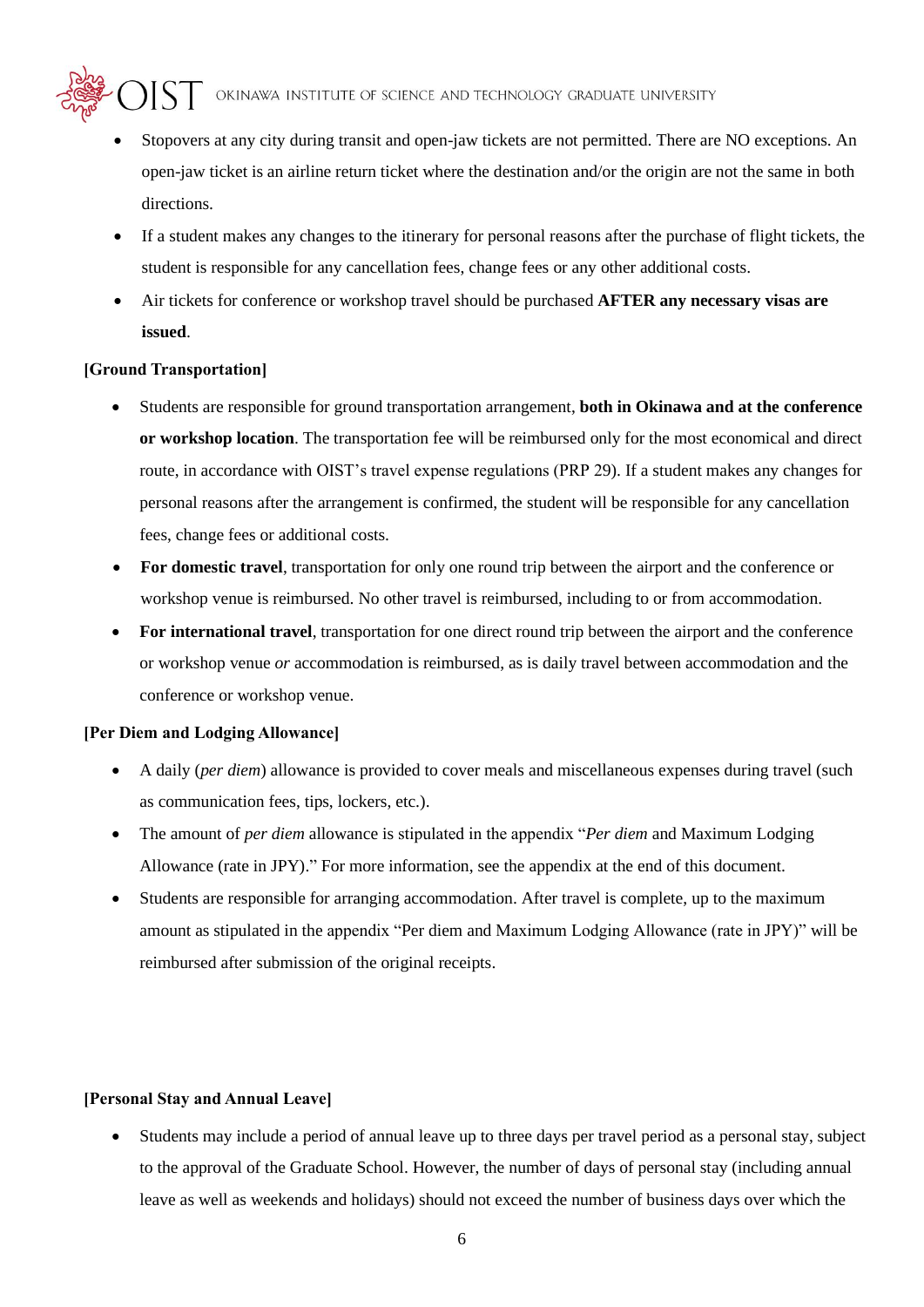- Stopovers at any city during transit and open-jaw tickets are not permitted. There are NO exceptions. An open-jaw ticket is an airline return ticket where the destination and/or the origin are not the same in both directions.
- If a student makes any changes to the itinerary for personal reasons after the purchase of flight tickets, the student is responsible for any cancellation fees, change fees or any other additional costs.
- Air tickets for conference or workshop travel should be purchased **AFTER any necessary visas are issued**.

**[Ground Transportation]**

- Students are responsible for ground transportation arrangement, **both in Okinawa and at the conference or workshop location**. The transportation fee will be reimbursed only for the most economical and direct route, in accordance with OIST's travel expense regulations (PRP 29). If a student makes any changes for personal reasons after the arrangement is confirmed, the student will be responsible for any cancellation fees, change fees or additional costs.
- **For domestic travel**, transportation for only one round trip between the airport and the conference or workshop venue is reimbursed. No other travel is reimbursed, including to or from accommodation.
- **For international travel**, transportation for one direct round trip between the airport and the conference or workshop venue *or* accommodation is reimbursed, as is daily travel between accommodation and the conference or workshop venue.

**[Per Diem and Lodging Allowance]**

- A daily (*per diem*) allowance is provided to cover meals and miscellaneous expenses during travel (such as communication fees, tips, lockers, etc.).
- The amount of *per diem* allowance is stipulated in the appendix "*Per diem* and Maximum Lodging Allowance (rate in JPY)." For more information, see the appendix at the end of this document.
- Students are responsible for arranging accommodation. After travel is complete, up to the maximum amount as stipulated in the appendix "Per diem and Maximum Lodging Allowance (rate in JPY)" will be reimbursed after submission of the original receipts.

**[Personal Stay and Annual Leave]**

- Students may include a period of annual leave up to three days per travel period as a personal stay, subject to the approval of the Graduate School. However, the number of days of personal stay (including annual leave as well as weekends and holidays) should not exceed the number of business days over which the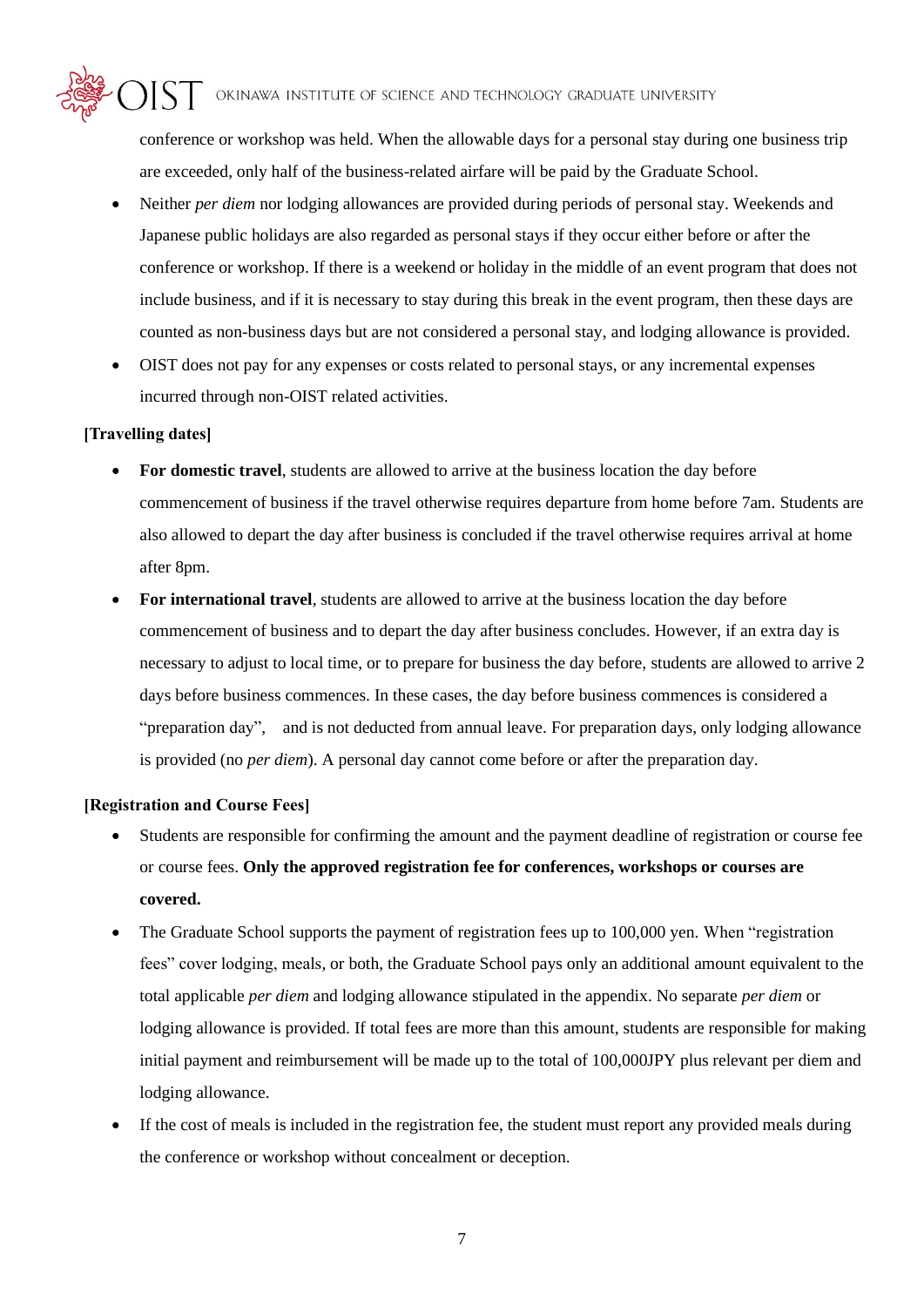conference or workshop was held. When the allowable days for a personal stay during one business trip are exceeded, only half of the business-related airfare will be paid by the Graduate School.

- Neither *per diem* nor lodging allowances are provided during periods of personal stay. Weekends and Japanese public holidays are also regarded as personal stays if they occur either before or after the conference or workshop. If there is a weekend or holiday in the middle of an event program that does not include business, and if it is necessary to stay during this break in the event program, then these days are counted as non-business days but are not considered a personal stay, and lodging allowance is provided.
- OIST does not pay for any expenses or costs related to personal stays, or any incremental expenses incurred through non-OIST related activities.

**[Travelling dates]**

- **For domestic travel**, students are allowed to arrive at the business location the day before commencement of business if the travel otherwise requires departure from home before 7am. Students are also allowed to depart the day after business is concluded if the travel otherwise requires arrival at home after 8pm.
- **For international travel**, students are allowed to arrive at the business location the day before commencement of business and to depart the day after business concludes. However, if an extra day is necessary to adjust to local time, or to prepare for business the day before, students are allowed to arrive 2 days before business commences. In these cases, the day before business commences is considered a "preparation day", and is not deducted from annual leave. For preparation days, only lodging allowance is provided (no *per diem*). A personal day cannot come before or after the preparation day.

**[Registration and Course Fees]**

- Students are responsible for confirming the amount and the payment deadline of registration or course fee or course fees. **Only the approved registration fee for conferences, workshops or courses are covered.**
- The Graduate School supports the payment of registration fees up to 100,000 yen. When "registration fees" cover lodging, meals, or both, the Graduate School pays only an additional amount equivalent to the total applicable *per diem* and lodging allowance stipulated in the appendix. No separate *per diem* or lodging allowance is provided. If total fees are more than this amount, students are responsible for making initial payment and reimbursement will be made up to the total of 100,000JPY plus relevant per diem and lodging allowance.
- If the cost of meals is included in the registration fee, the student must report any provided meals during the conference or workshop without concealment or deception.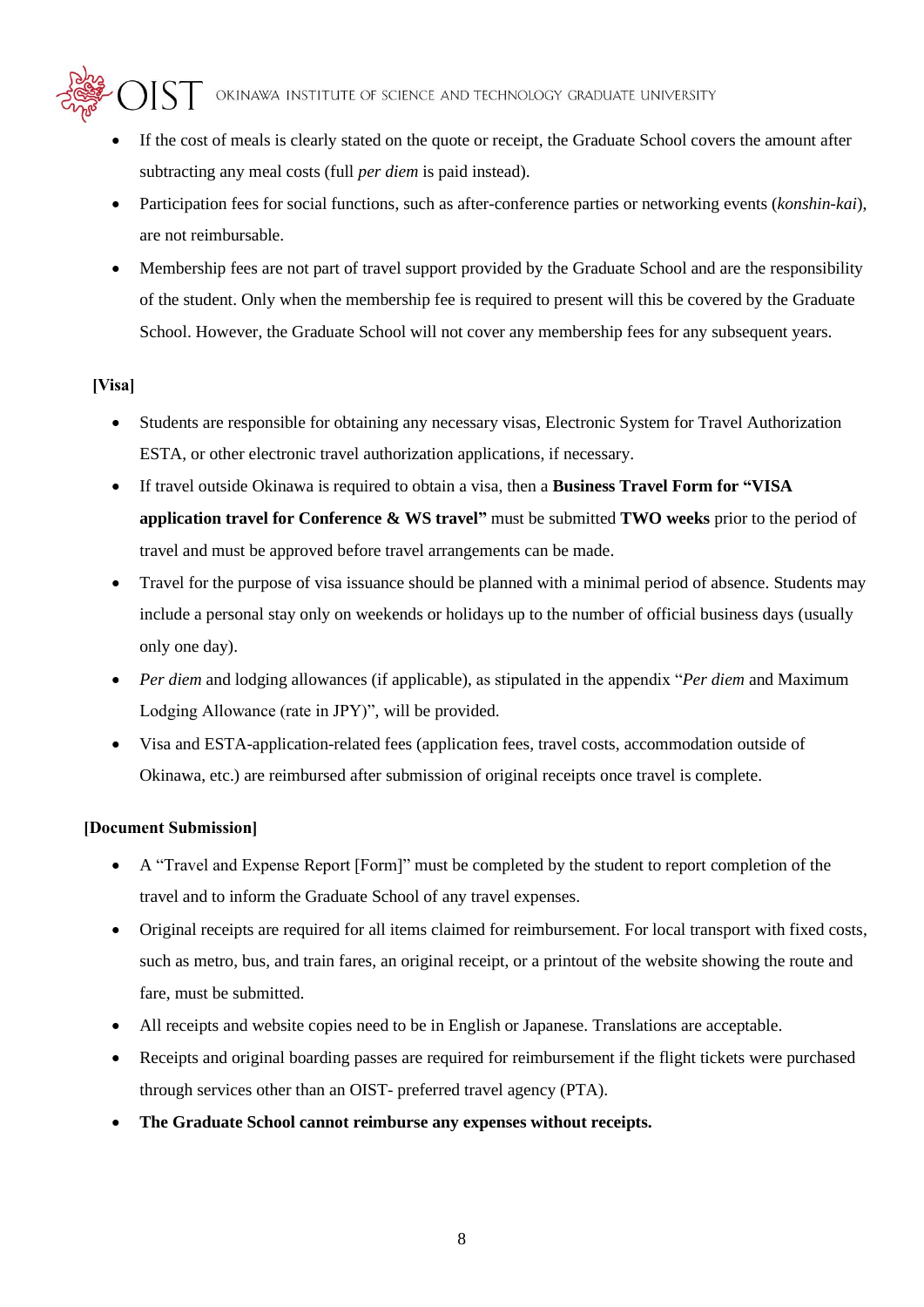- If the cost of meals is clearly stated on the quote or receipt, the Graduate School covers the amount after subtracting any meal costs (full *per diem* is paid instead).
- Participation fees for social functions, such as after-conference parties or networking events (*konshin-kai*), are not reimbursable.
- Membership fees are not part of travel support provided by the Graduate School and are the responsibility of the student. Only when the membership fee is required to present will this be covered by the Graduate School. However, the Graduate School will not cover any membership fees for any subsequent years.

**[Visa]**

- Students are responsible for obtaining any necessary visas, Electronic System for Travel Authorization ESTA, or other electronic travel authorization applications, if necessary.
- If travel outside Okinawa is required to obtain a visa, then a **Business Travel Form for "VISA application travel for Conference & WS travel"** must be submitted **TWO weeks** prior to the period of travel and must be approved before travel arrangements can be made.
- Travel for the purpose of visa issuance should be planned with a minimal period of absence. Students may include a personal stay only on weekends or holidays up to the number of official business days (usually only one day).
- *Per diem* and lodging allowances (if applicable), as stipulated in the appendix "*Per diem* and Maximum Lodging Allowance (rate in JPY)", will be provided.
- Visa and ESTA-application-related fees (application fees, travel costs, accommodation outside of Okinawa, etc.) are reimbursed after submission of original receipts once travel is complete.

**[Document Submission]**

- A "Travel and Expense Report [Form]" must be completed by the student to report completion of the travel and to inform the Graduate School of any travel expenses.
- Original receipts are required for all items claimed for reimbursement. For local transport with fixed costs, such as metro, bus, and train fares, an original receipt, or a printout of the website showing the route and fare, must be submitted.
- All receipts and website copies need to be in English or Japanese. Translations are acceptable.
- Receipts and original boarding passes are required for reimbursement if the flight tickets were purchased through services other than an OIST- preferred travel agency (PTA).
- **The Graduate School cannot reimburse any expenses without receipts.**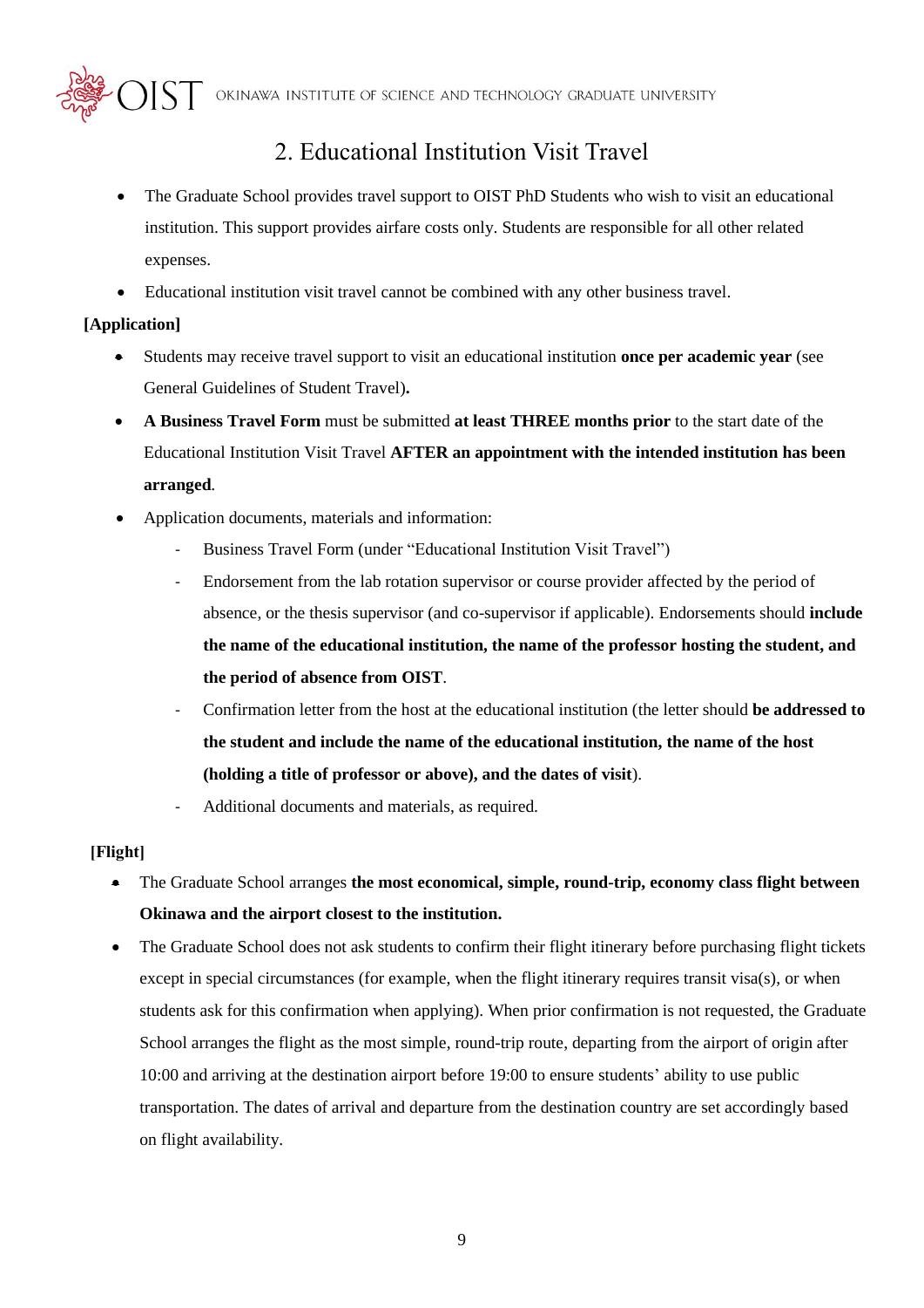## 2. Educational Institution Visit Travel

- The Graduate School provides travel support to OIST PhD Students who wish to visit an educational institution. This support provides airfare costs only. Students are responsible for all other related expenses.
- Educational institution visit travel cannot be combined with any other business travel.

**[Application]**

- Students may receive travel support to visit an educational institution **once per academic year** (see General Guidelines of Student Travel)**.**
- **A Business Travel Form** must be submitted **at least THREE months prior** to the start date of the Educational Institution Visit Travel **AFTER an appointment with the intended institution has been arranged**.
- Application documents, materials and information:
  - Business Travel Form (under "Educational Institution Visit Travel")
  - Endorsement from the lab rotation supervisor or course provider affected by the period of absence, or the thesis supervisor (and co-supervisor if applicable). Endorsements should **include the name of the educational institution, the name of the professor hosting the student, and the period of absence from OIST**.
  - Confirmation letter from the host at the educational institution (the letter should **be addressed to the student and include the name of the educational institution, the name of the host (holding a title of professor or above), and the dates of visit**).
  - Additional documents and materials, as required.

**[Flight]**

- The Graduate School arranges **the most economical, simple, round-trip, economy class flight between Okinawa and the airport closest to the institution.**
- The Graduate School does not ask students to confirm their flight itinerary before purchasing flight tickets except in special circumstances (for example, when the flight itinerary requires transit visa(s), or when students ask for this confirmation when applying). When prior confirmation is not requested, the Graduate School arranges the flight as the most simple, round-trip route, departing from the airport of origin after 10:00 and arriving at the destination airport before 19:00 to ensure students' ability to use public transportation. The dates of arrival and departure from the destination country are set accordingly based on flight availability.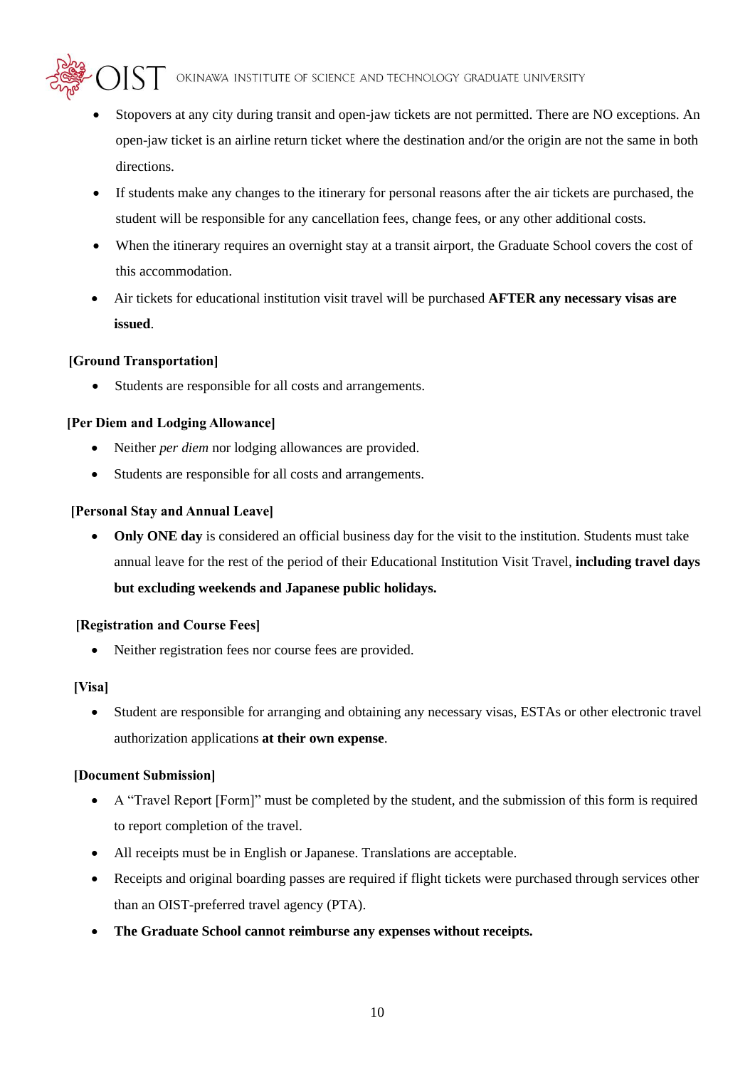- Stopovers at any city during transit and open-jaw tickets are not permitted. There are NO exceptions. An open-jaw ticket is an airline return ticket where the destination and/or the origin are not the same in both directions.
- If students make any changes to the itinerary for personal reasons after the air tickets are purchased, the student will be responsible for any cancellation fees, change fees, or any other additional costs.
- When the itinerary requires an overnight stay at a transit airport, the Graduate School covers the cost of this accommodation.
- Air tickets for educational institution visit travel will be purchased **AFTER any necessary visas are issued**.

**[Ground Transportation]**

- Students are responsible for all costs and arrangements.

**[Per Diem and Lodging Allowance]**

- Neither *per diem* nor lodging allowances are provided.
- Students are responsible for all costs and arrangements.

**[Personal Stay and Annual Leave]**

- **Only ONE day** is considered an official business day for the visit to the institution. Students must take annual leave for the rest of the period of their Educational Institution Visit Travel, **including travel days but excluding weekends and Japanese public holidays.**

**[Registration and Course Fees]**

- Neither registration fees nor course fees are provided.

**[Visa]**

- Student are responsible for arranging and obtaining any necessary visas, ESTAs or other electronic travel authorization applications **at their own expense**.

**[Document Submission]**

- A "Travel Report [Form]" must be completed by the student, and the submission of this form is required to report completion of the travel.
- All receipts must be in English or Japanese. Translations are acceptable.
- Receipts and original boarding passes are required if flight tickets were purchased through services other than an OIST-preferred travel agency (PTA).
- **The Graduate School cannot reimburse any expenses without receipts.**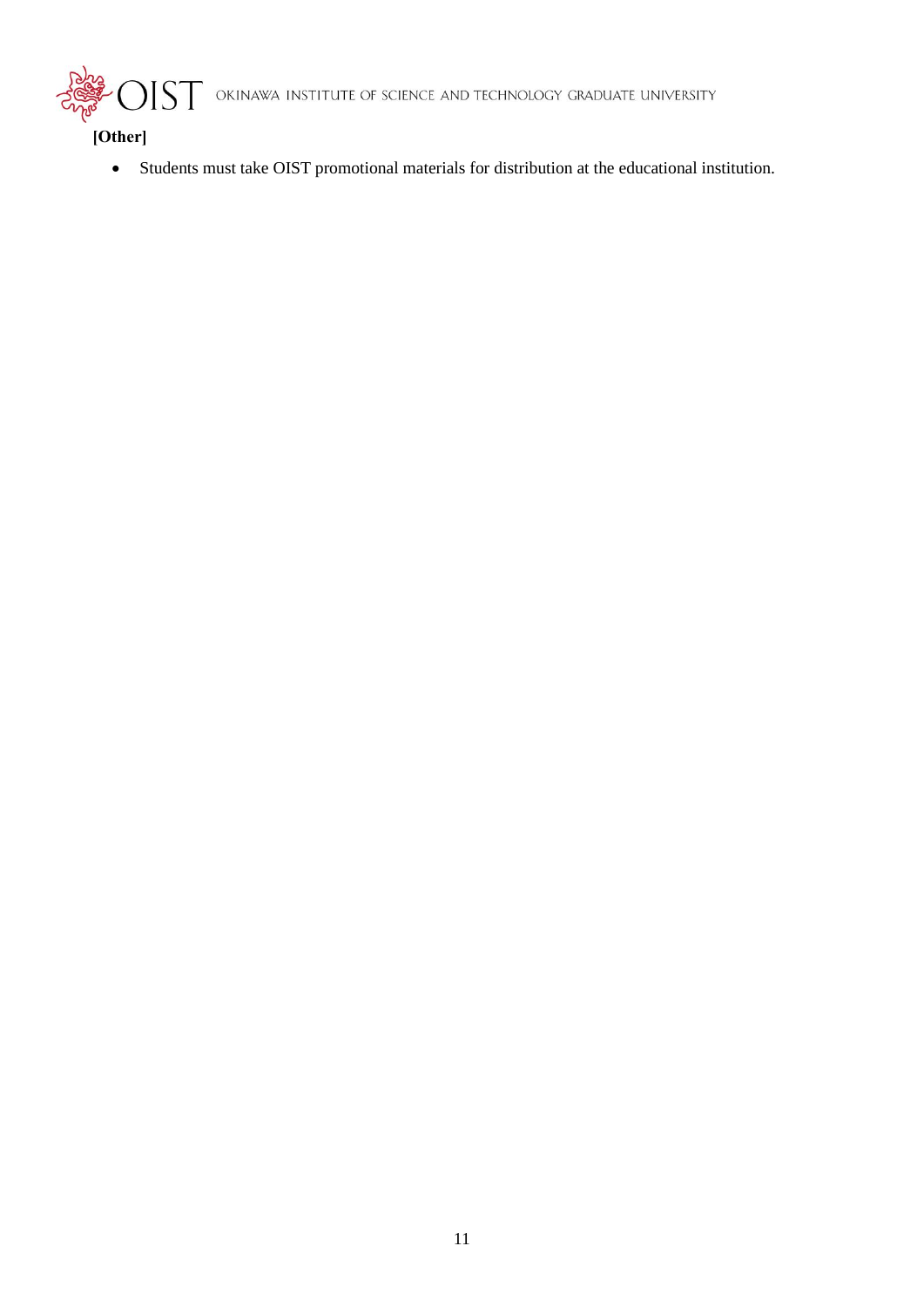**[Other]**

- Students must take OIST promotional materials for distribution at the educational institution.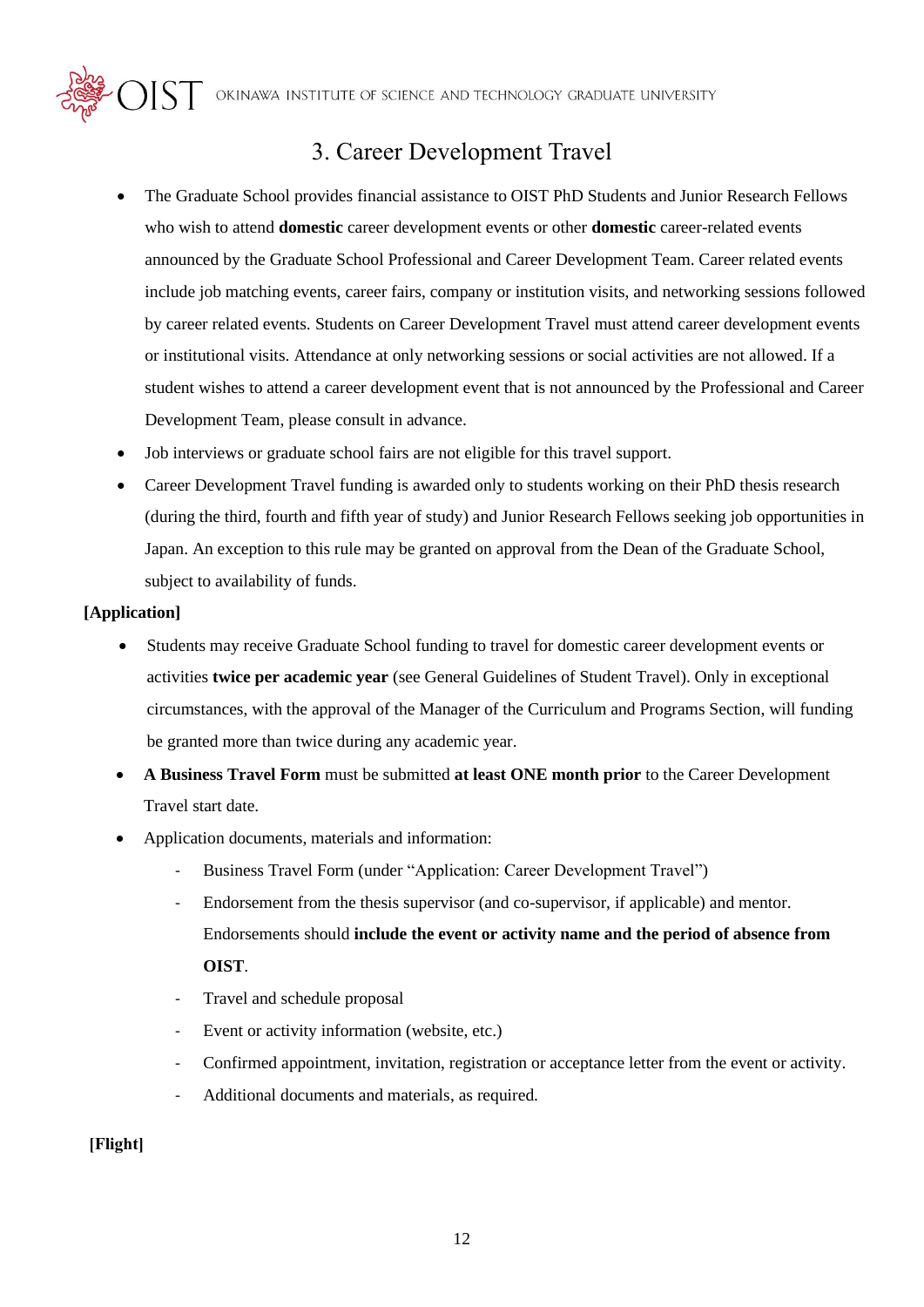# 3. Career Development Travel

- The Graduate School provides financial assistance to OIST PhD Students and Junior Research Fellows who wish to attend **domestic** career development events or other **domestic** career-related events announced by the Graduate School Professional and Career Development Team. Career related events include job matching events, career fairs, company or institution visits, and networking sessions followed by career related events. Students on Career Development Travel must attend career development events or institutional visits. Attendance at only networking sessions or social activities are not allowed. If a student wishes to attend a career development event that is not announced by the Professional and Career Development Team, please consult in advance.
- Job interviews or graduate school fairs are not eligible for this travel support.
- Career Development Travel funding is awarded only to students working on their PhD thesis research (during the third, fourth and fifth year of study) and Junior Research Fellows seeking job opportunities in Japan. An exception to this rule may be granted on approval from the Dean of the Graduate School, subject to availability of funds.

**[Application]**

- Students may receive Graduate School funding to travel for domestic career development events or activities **twice per academic year** (see General Guidelines of Student Travel). Only in exceptional circumstances, with the approval of the Manager of the Curriculum and Programs Section, will funding be granted more than twice during any academic year.
- **A Business Travel Form** must be submitted **at least ONE month prior** to the Career Development Travel start date.
- Application documents, materials and information:
  - Business Travel Form (under "Application: Career Development Travel")
  - Endorsement from the thesis supervisor (and co-supervisor, if applicable) and mentor. Endorsements should **include the event or activity name and the period of absence from OIST**.
  - Travel and schedule proposal
  - Event or activity information (website, etc.)
  - Confirmed appointment, invitation, registration or acceptance letter from the event or activity.
  - Additional documents and materials, as required.

**[Flight]**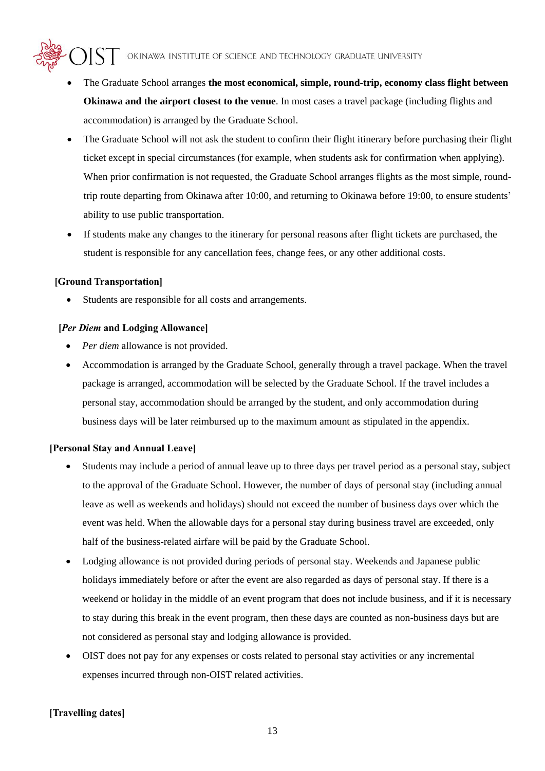- The Graduate School arranges **the most economical, simple, round-trip, economy class flight between Okinawa and the airport closest to the venue**. In most cases a travel package (including flights and accommodation) is arranged by the Graduate School.
- The Graduate School will not ask the student to confirm their flight itinerary before purchasing their flight ticket except in special circumstances (for example, when students ask for confirmation when applying). When prior confirmation is not requested, the Graduate School arranges flights as the most simple, round-trip route departing from Okinawa after 10:00, and returning to Okinawa before 19:00, to ensure students' ability to use public transportation.
- If students make any changes to the itinerary for personal reasons after flight tickets are purchased, the student is responsible for any cancellation fees, change fees, or any other additional costs.

**[Ground Transportation]**

- Students are responsible for all costs and arrangements.

**[*Per Diem* and Lodging Allowance]**

- *Per diem* allowance is not provided.
- Accommodation is arranged by the Graduate School, generally through a travel package. When the travel package is arranged, accommodation will be selected by the Graduate School. If the travel includes a personal stay, accommodation should be arranged by the student, and only accommodation during business days will be later reimbursed up to the maximum amount as stipulated in the appendix.

**[Personal Stay and Annual Leave]**

- Students may include a period of annual leave up to three days per travel period as a personal stay, subject to the approval of the Graduate School. However, the number of days of personal stay (including annual leave as well as weekends and holidays) should not exceed the number of business days over which the event was held. When the allowable days for a personal stay during business travel are exceeded, only half of the business-related airfare will be paid by the Graduate School.
- Lodging allowance is not provided during periods of personal stay. Weekends and Japanese public holidays immediately before or after the event are also regarded as days of personal stay. If there is a weekend or holiday in the middle of an event program that does not include business, and if it is necessary to stay during this break in the event program, then these days are counted as non-business days but are not considered as personal stay and lodging allowance is provided.
- OIST does not pay for any expenses or costs related to personal stay activities or any incremental expenses incurred through non-OIST related activities.

**[Travelling dates]**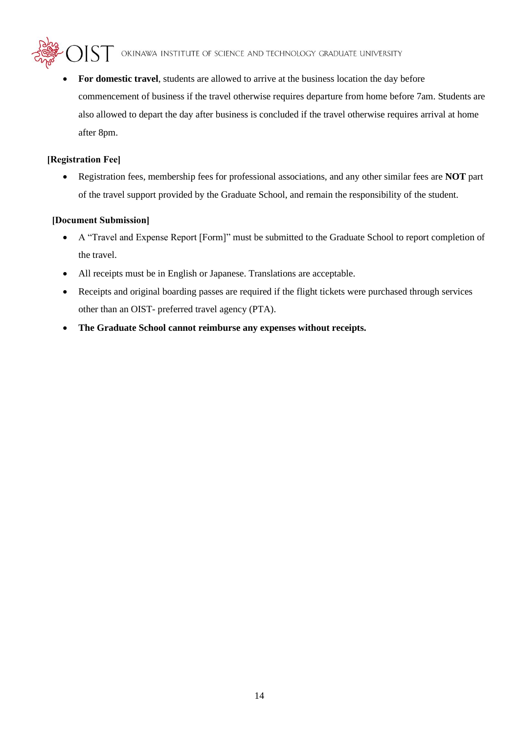- **For domestic travel**, students are allowed to arrive at the business location the day before commencement of business if the travel otherwise requires departure from home before 7am. Students are also allowed to depart the day after business is concluded if the travel otherwise requires arrival at home after 8pm.

**[Registration Fee]**

- Registration fees, membership fees for professional associations, and any other similar fees are **NOT** part of the travel support provided by the Graduate School, and remain the responsibility of the student.

**[Document Submission]**

- A "Travel and Expense Report [Form]" must be submitted to the Graduate School to report completion of the travel.
- All receipts must be in English or Japanese. Translations are acceptable.
- Receipts and original boarding passes are required if the flight tickets were purchased through services other than an OIST- preferred travel agency (PTA).
- **The Graduate School cannot reimburse any expenses without receipts.**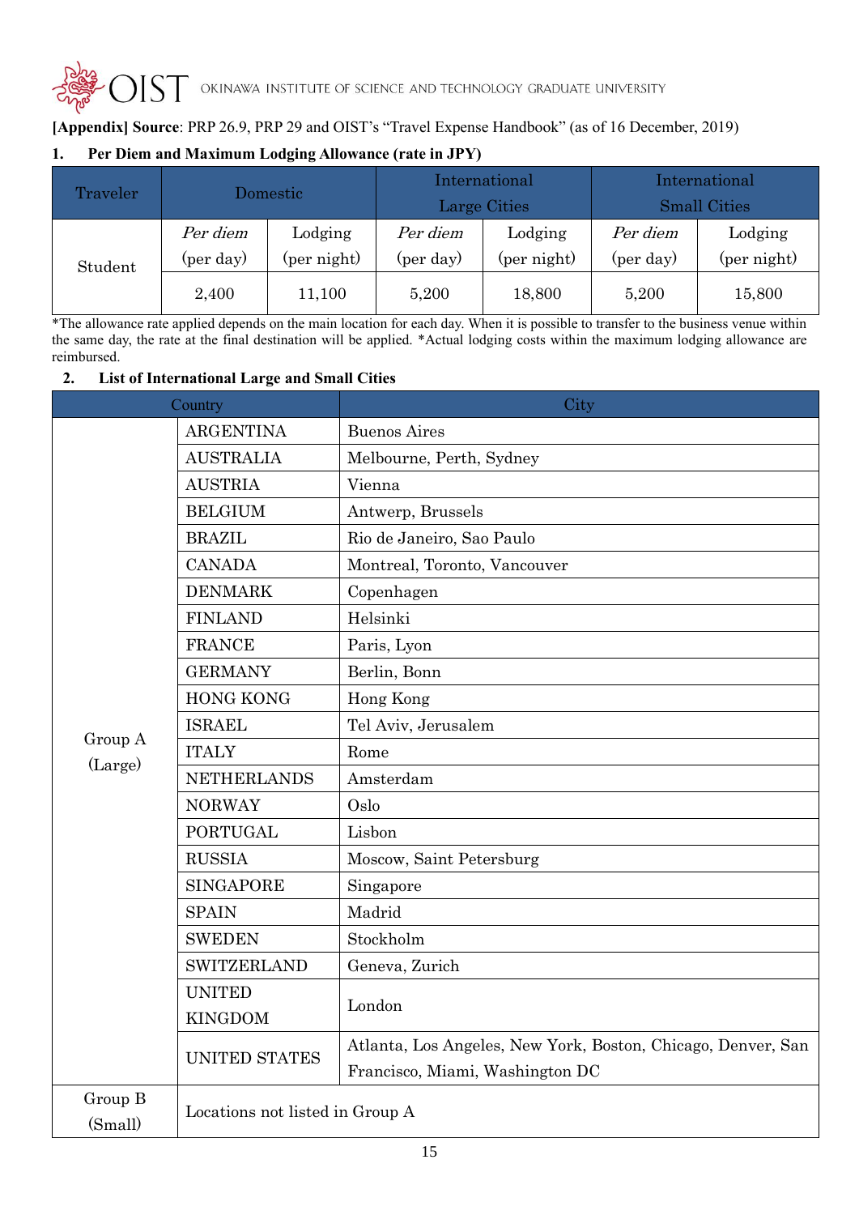**[Appendix] Source**: PRP 26.9, PRP 29 and OIST's "Travel Expense Handbook" (as of 16 December, 2019)

**1. Per Diem and Maximum Lodging Allowance (rate in JPY)**

| Traveler | Domestic | | International Large Cities | | International Small Cities | |
|---|---|---|---|---|---|---|
| | *Per diem* (per day) | Lodging (per night) | *Per diem* (per day) | Lodging (per night) | *Per diem* (per day) | Lodging (per night) |
| Student | 2,400 | 11,100 | 5,200 | 18,800 | 5,200 | 15,800 |

*The allowance rate applied depends on the main location for each day. When it is possible to transfer to the business venue within the same day, the rate at the final destination will be applied. *Actual lodging costs within the maximum lodging allowance are reimbursed.

**2. List of International Large and Small Cities**

| Country | | City |
|---|---|---|
| Group A (Large) | ARGENTINA | Buenos Aires |
| | AUSTRALIA | Melbourne, Perth, Sydney |
| | AUSTRIA | Vienna |
| | BELGIUM | Antwerp, Brussels |
| | BRAZIL | Rio de Janeiro, Sao Paulo |
| | CANADA | Montreal, Toronto, Vancouver |
| | DENMARK | Copenhagen |
| | FINLAND | Helsinki |
| | FRANCE | Paris, Lyon |
| | GERMANY | Berlin, Bonn |
| | HONG KONG | Hong Kong |
| | ISRAEL | Tel Aviv, Jerusalem |
| | ITALY | Rome |
| | NETHERLANDS | Amsterdam |
| | NORWAY | Oslo |
| | PORTUGAL | Lisbon |
| | RUSSIA | Moscow, Saint Petersburg |
| | SINGAPORE | Singapore |
| | SPAIN | Madrid |
| | SWEDEN | Stockholm |
| | SWITZERLAND | Geneva, Zurich |
| | UNITED KINGDOM | London |
| | UNITED STATES | Atlanta, Los Angeles, New York, Boston, Chicago, Denver, San Francisco, Miami, Washington DC |
| Group B (Small) | Locations not listed in Group A | |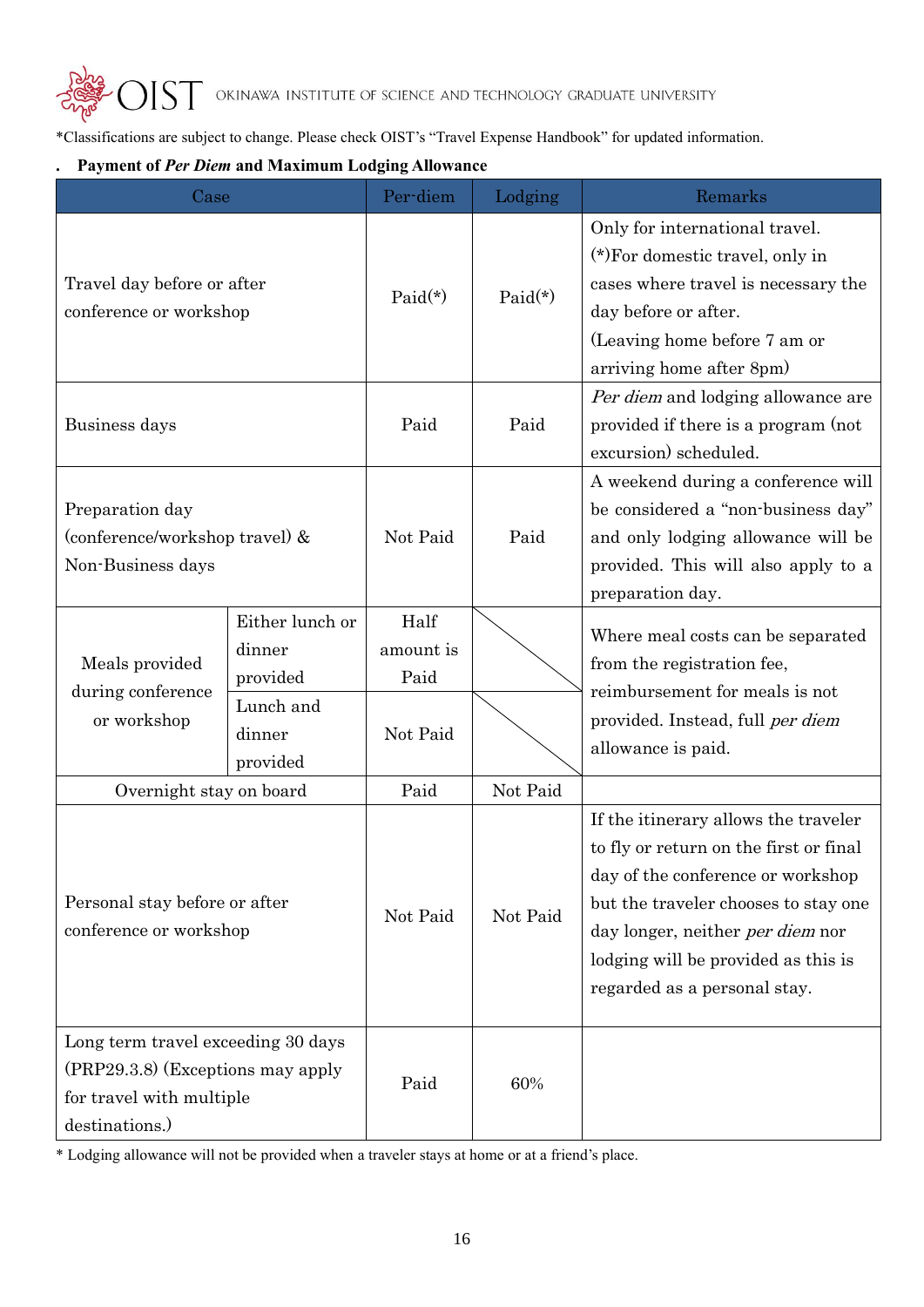*Classifications are subject to change. Please check OIST's "Travel Expense Handbook" for updated information.

**. Payment of *Per Diem* and Maximum Lodging Allowance**

| Case | | Per-diem | Lodging | Remarks |
|---|---|---|---|---|
| Travel day before or after conference or workshop | | Paid(*) | Paid(*) | Only for international travel. (*)For domestic travel, only in cases where travel is necessary the day before or after. (Leaving home before 7 am or arriving home after 8pm) |
| Business days | | Paid | Paid | *Per diem* and lodging allowance are provided if there is a program (not excursion) scheduled. |
| Preparation day (conference/workshop travel) & Non-Business days | | Not Paid | Paid | A weekend during a conference will be considered a "non-business day" and only lodging allowance will be provided. This will also apply to a preparation day. |
| Meals provided during conference or workshop | Either lunch or dinner provided | Half amount is Paid | | Where meal costs can be separated from the registration fee, reimbursement for meals is not provided. Instead, full *per diem* allowance is paid. |
| | Lunch and dinner provided | Not Paid | | |
| Overnight stay on board | | Paid | Not Paid | |
| Personal stay before or after conference or workshop | | Not Paid | Not Paid | If the itinerary allows the traveler to fly or return on the first or final day of the conference or workshop but the traveler chooses to stay one day longer, neither *per diem* nor lodging will be provided as this is regarded as a personal stay. |
| Long term travel exceeding 30 days (PRP29.3.8) (Exceptions may apply for travel with multiple destinations.) | | Paid | 60% | |

\* Lodging allowance will not be provided when a traveler stays at home or at a friend's place.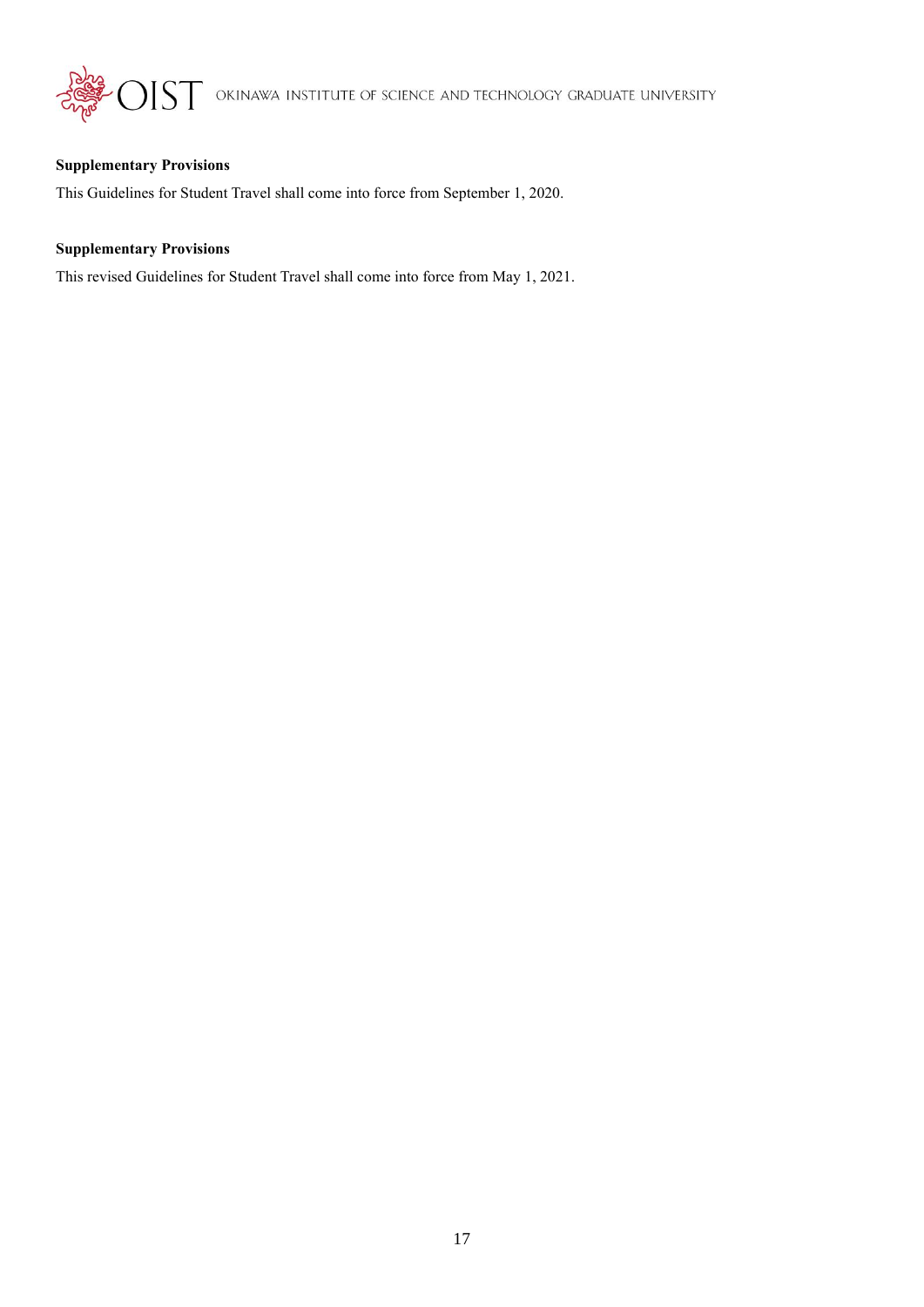**Supplementary Provisions**

This Guidelines for Student Travel shall come into force from September 1, 2020.

**Supplementary Provisions**

This revised Guidelines for Student Travel shall come into force from May 1, 2021.